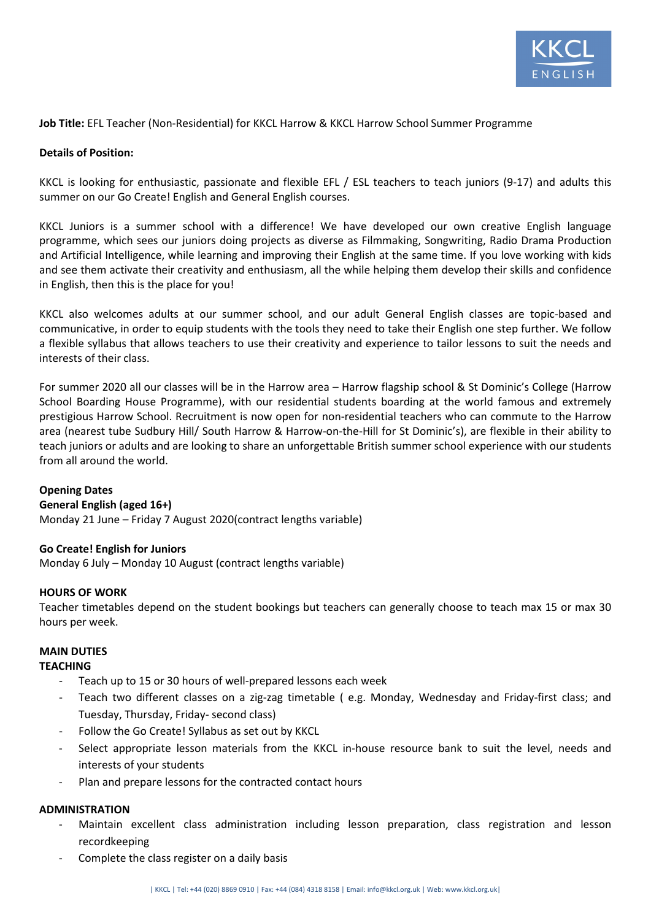**Job Title:** EFL Teacher (Non-Residential) for KKCL Harrow & KKCL Harrow School Summer Programme

**Details of Position:**

KKCL is looking for enthusiastic, passionate and flexible EFL / ESL teachers to teach juniors (9-17) and adults this summer on our Go Create! English and General English courses.

KKCL Juniors is a summer school with a difference! We have developed our own creative English language programme, which sees our juniors doing projects as diverse as Filmmaking, Songwriting, Radio Drama Production and Artificial Intelligence, while learning and improving their English at the same time. If you love working with kids and see them activate their creativity and enthusiasm, all the while helping them develop their skills and confidence in English, then this is the place for you!

KKCL also welcomes adults at our summer school, and our adult General English classes are topic-based and communicative, in order to equip students with the tools they need to take their English one step further. We follow a flexible syllabus that allows teachers to use their creativity and experience to tailor lessons to suit the needs and interests of their class.

For summer 2020 all our classes will be in the Harrow area – Harrow flagship school & St Dominic's College (Harrow School Boarding House Programme), with our residential students boarding at the world famous and extremely prestigious Harrow School. Recruitment is now open for non-residential teachers who can commute to the Harrow area (nearest tube Sudbury Hill/ South Harrow & Harrow-on-the-Hill for St Dominic's), are flexible in their ability to teach juniors or adults and are looking to share an unforgettable British summer school experience with our students from all around the world.

**Opening Dates**

**General English (aged 16+)**
Monday 21 June – Friday 7 August 2020(contract lengths variable)

**Go Create! English for Juniors**
Monday 6 July – Monday 10 August (contract lengths variable)

**HOURS OF WORK**
Teacher timetables depend on the student bookings but teachers can generally choose to teach max 15 or max 30 hours per week.

**MAIN DUTIES**

**TEACHING**

- Teach up to 15 or 30 hours of well-prepared lessons each week
- Teach two different classes on a zig-zag timetable ( e.g. Monday, Wednesday and Friday-first class; and Tuesday, Thursday, Friday- second class)
- Follow the Go Create! Syllabus as set out by KKCL
- Select appropriate lesson materials from the KKCL in-house resource bank to suit the level, needs and interests of your students
- Plan and prepare lessons for the contracted contact hours

**ADMINISTRATION**

- Maintain excellent class administration including lesson preparation, class registration and lesson recordkeeping
- Complete the class register on a daily basis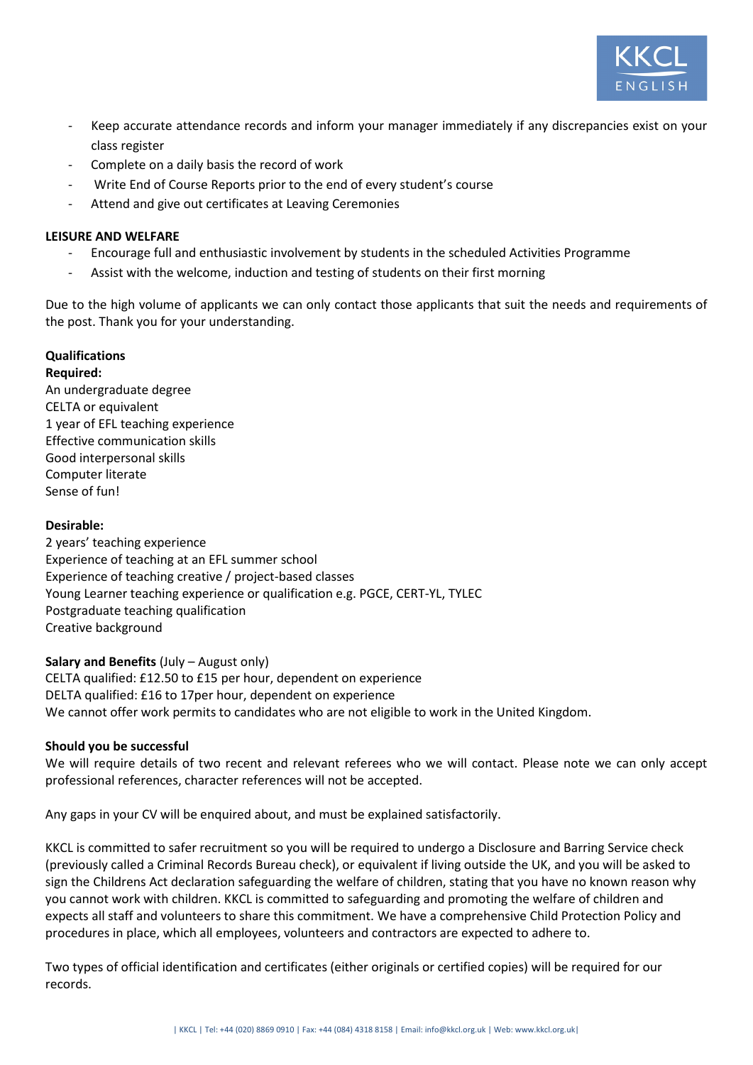- Keep accurate attendance records and inform your manager immediately if any discrepancies exist on your class register
- Complete on a daily basis the record of work
- Write End of Course Reports prior to the end of every student's course
- Attend and give out certificates at Leaving Ceremonies

**LEISURE AND WELFARE**

- Encourage full and enthusiastic involvement by students in the scheduled Activities Programme
- Assist with the welcome, induction and testing of students on their first morning

Due to the high volume of applicants we can only contact those applicants that suit the needs and requirements of the post. Thank you for your understanding.

**Qualifications**

**Required:**

An undergraduate degree
CELTA or equivalent
1 year of EFL teaching experience
Effective communication skills
Good interpersonal skills
Computer literate
Sense of fun!

**Desirable:**

2 years' teaching experience
Experience of teaching at an EFL summer school
Experience of teaching creative / project-based classes
Young Learner teaching experience or qualification e.g. PGCE, CERT-YL, TYLEC
Postgraduate teaching qualification
Creative background

**Salary and Benefits** (July – August only)
CELTA qualified: £12.50 to £15 per hour, dependent on experience
DELTA qualified: £16 to 17per hour, dependent on experience
We cannot offer work permits to candidates who are not eligible to work in the United Kingdom.

**Should you be successful**

We will require details of two recent and relevant referees who we will contact. Please note we can only accept professional references, character references will not be accepted.

Any gaps in your CV will be enquired about, and must be explained satisfactorily.

KKCL is committed to safer recruitment so you will be required to undergo a Disclosure and Barring Service check (previously called a Criminal Records Bureau check), or equivalent if living outside the UK, and you will be asked to sign the Childrens Act declaration safeguarding the welfare of children, stating that you have no known reason why you cannot work with children. KKCL is committed to safeguarding and promoting the welfare of children and expects all staff and volunteers to share this commitment. We have a comprehensive Child Protection Policy and procedures in place, which all employees, volunteers and contractors are expected to adhere to.

Two types of official identification and certificates (either originals or certified copies) will be required for our records.